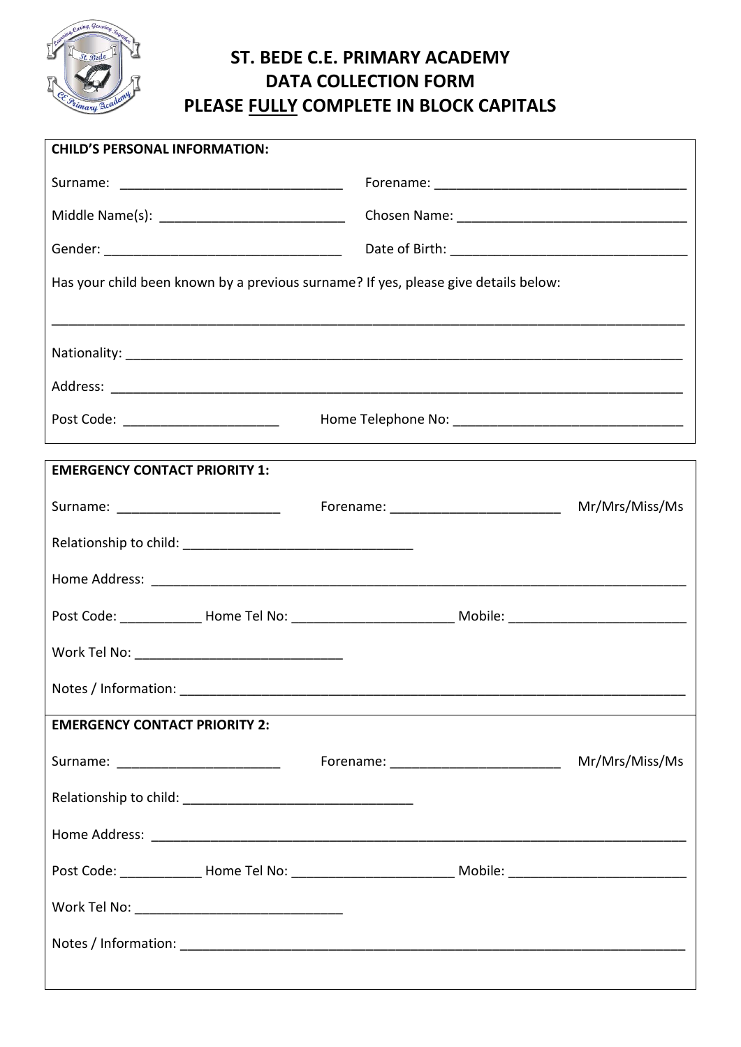# ST. BEDE C.E. PRIMARY ACADEMY
# DATA COLLECTION FORM
# PLEASE <u>FULLY</u> COMPLETE IN BLOCK CAPITALS

**CHILD'S PERSONAL INFORMATION:**

Surname: ______________________________ Forename: __________________________________

Middle Name(s): ________________________ Chosen Name: ______________________________

Gender: ________________________________ Date of Birth: _____________________________

Has your child been known by a previous surname? If yes, please give details below:

_____________________________________________________________________________________

Nationality: ___________________________________________________________________________

Address: ______________________________________________________________________________

Post Code: _____________________ Home Telephone No: _______________________________

**EMERGENCY CONTACT PRIORITY 1:**

Surname: ______________________ Forename: ______________________ Mr/Mrs/Miss/Ms

Relationship to child: _______________________________

Home Address: _________________________________________________________________________

Post Code: ___________ Home Tel No: ______________________ Mobile: ________________________

Work Tel No: ____________________________

Notes / Information: ________________________________________________________________________

**EMERGENCY CONTACT PRIORITY 2:**

Surname: ______________________ Forename: ______________________ Mr/Mrs/Miss/Ms

Relationship to child: _______________________________

Home Address: _________________________________________________________________________

Post Code: ___________ Home Tel No: ______________________ Mobile: ________________________

Work Tel No: ____________________________

Notes / Information: ________________________________________________________________________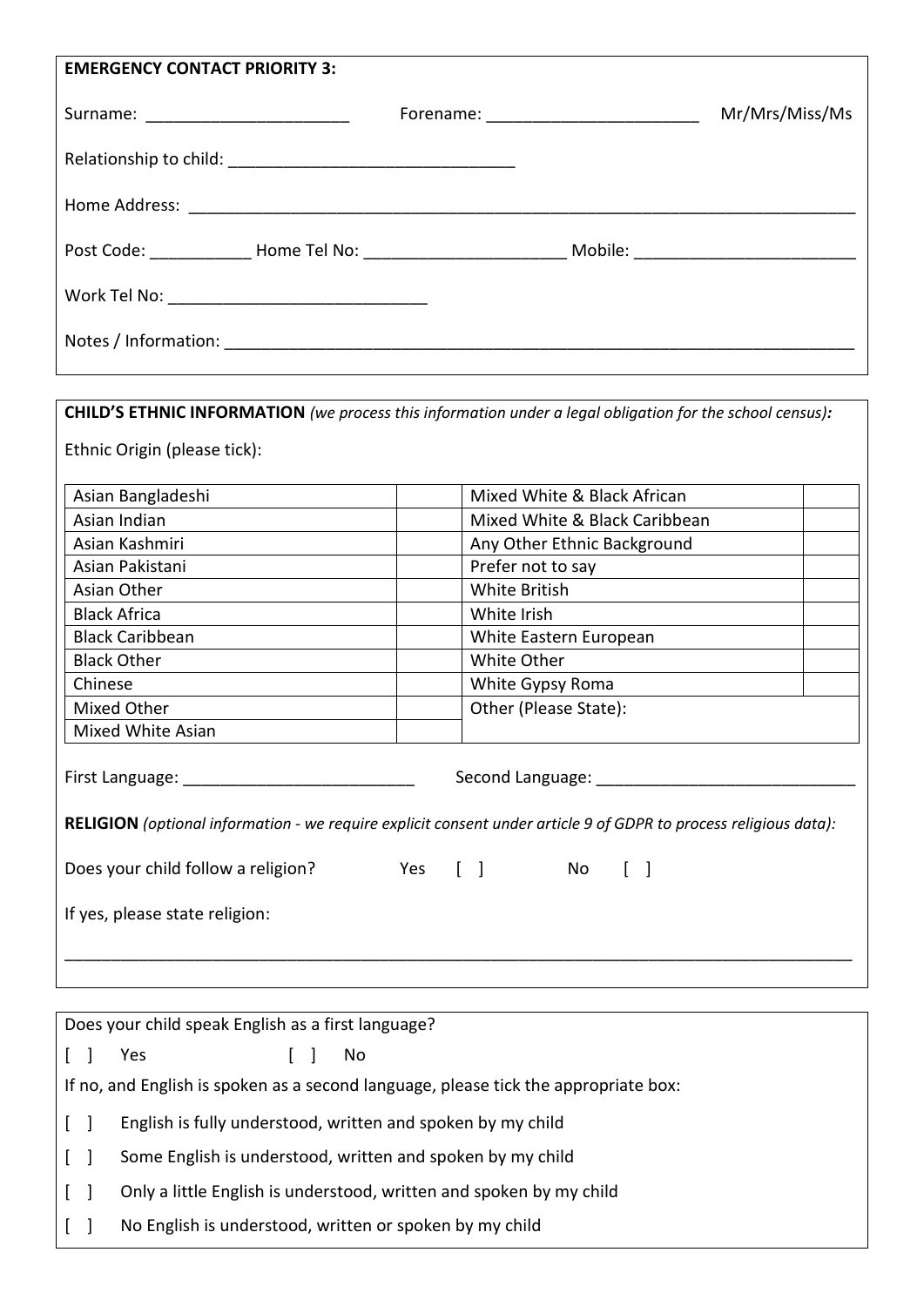**EMERGENCY CONTACT PRIORITY 3:**

Surname: ______________________ Forename: _______________________ Mr/Mrs/Miss/Ms

Relationship to child: _______________________________

Home Address: ___________________________________________________________________________

Post Code: ___________ Home Tel No: _____________________ Mobile: ________________________

Work Tel No: ____________________________

Notes / Information: _______________________________________________________________________

**CHILD'S ETHNIC INFORMATION** *(we process this information under a legal obligation for the school census):*

Ethnic Origin (please tick):

| | | | |
|---|---|---|---|
| Asian Bangladeshi | | Mixed White & Black African | |
| Asian Indian | | Mixed White & Black Caribbean | |
| Asian Kashmiri | | Any Other Ethnic Background | |
| Asian Pakistani | | Prefer not to say | |
| Asian Other | | White British | |
| Black Africa | | White Irish | |
| Black Caribbean | | White Eastern European | |
| Black Other | | White Other | |
| Chinese | | White Gypsy Roma | |
| Mixed Other | | Other (Please State): | |
| Mixed White Asian | | | |

First Language: _________________________ Second Language: ____________________________

**RELIGION** *(optional information - we require explicit consent under article 9 of GDPR to process religious data):*

Does your child follow a religion? Yes [ ] No [ ]

If yes, please state religion:

_____________________________________________________________________________________________

Does your child speak English as a first language?

[ ] Yes [ ] No

If no, and English is spoken as a second language, please tick the appropriate box:

[ ] English is fully understood, written and spoken by my child

[ ] Some English is understood, written and spoken by my child

[ ] Only a little English is understood, written and spoken by my child

[ ] No English is understood, written or spoken by my child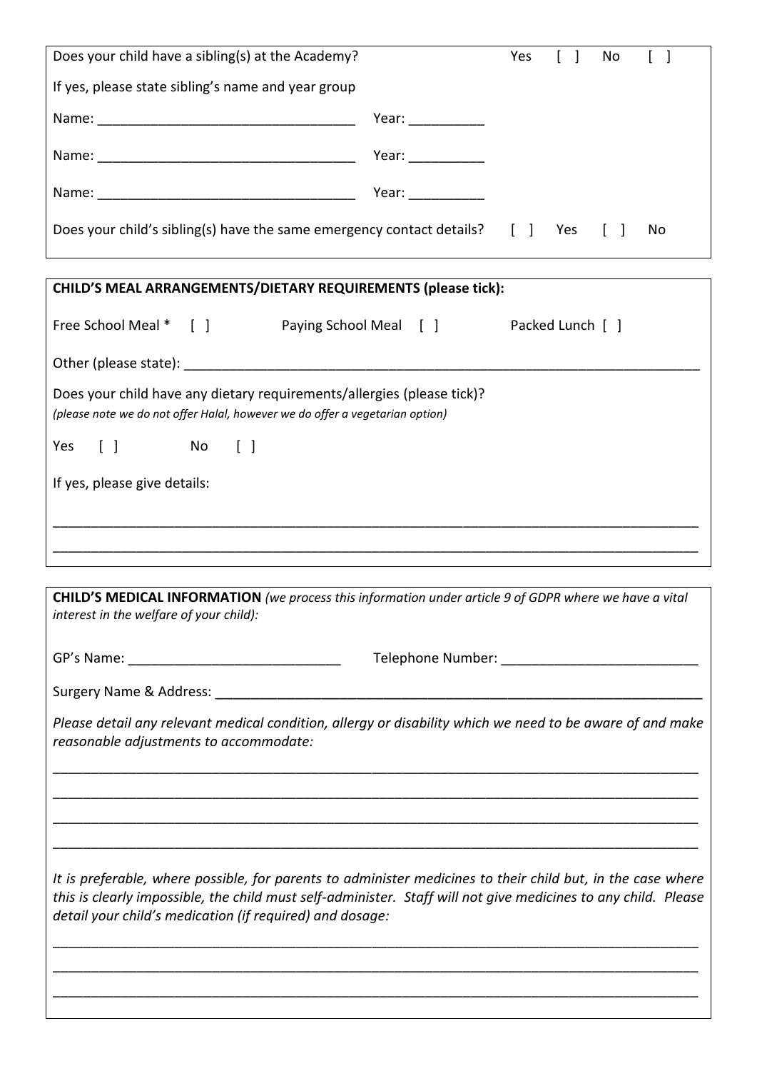Does your child have a sibling(s) at the Academy? Yes [ ] No [ ]

If yes, please state sibling's name and year group

Name: ___________________________________ Year: __________

Name: ___________________________________ Year: __________

Name: ___________________________________ Year: __________

Does your child's sibling(s) have the same emergency contact details? [ ] Yes [ ] No

---

**CHILD'S MEAL ARRANGEMENTS/DIETARY REQUIREMENTS (please tick):**

Free School Meal * [ ] Paying School Meal [ ] Packed Lunch [ ]

Other (please state): ______________________________________________________________________

Does your child have any dietary requirements/allergies (please tick)?
*(please note we do not offer Halal, however we do offer a vegetarian option)*

Yes [ ] No [ ]

If yes, please give details:

_____________________________________________________________________________________

_____________________________________________________________________________________

---

**CHILD'S MEDICAL INFORMATION** *(we process this information under article 9 of GDPR where we have a vital interest in the welfare of your child):*

GP's Name: ____________________________ Telephone Number: __________________________

Surgery Name & Address: ____________________________________________________________________

*Please detail any relevant medical condition, allergy or disability which we need to be aware of and make reasonable adjustments to accommodate:*

_____________________________________________________________________________________

_____________________________________________________________________________________

_____________________________________________________________________________________

_____________________________________________________________________________________

*It is preferable, where possible, for parents to administer medicines to their child but, in the case where this is clearly impossible, the child must self-administer. Staff will not give medicines to any child. Please detail your child's medication (if required) and dosage:*

_____________________________________________________________________________________

_____________________________________________________________________________________

_____________________________________________________________________________________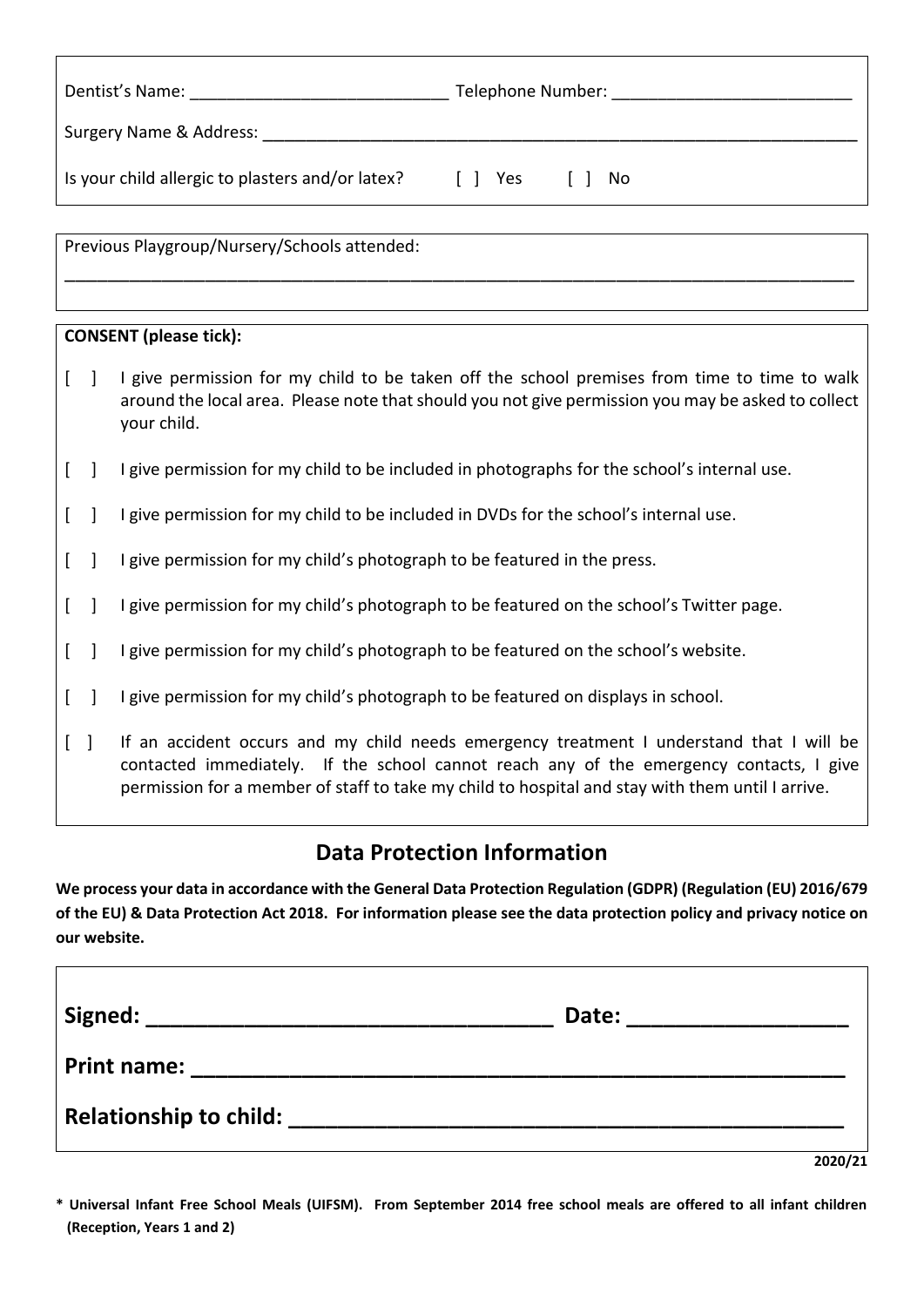Dentist's Name: ___________________________ Telephone Number: _________________________

Surgery Name & Address: ________________________________________________________________

Is your child allergic to plasters and/or latex? [ ] Yes [ ] No

Previous Playgroup/Nursery/Schools attended:

_______________________________________________________________________________________

**CONSENT (please tick):**

[ ] I give permission for my child to be taken off the school premises from time to time to walk around the local area. Please note that should you not give permission you may be asked to collect your child.

[ ] I give permission for my child to be included in photographs for the school's internal use.

[ ] I give permission for my child to be included in DVDs for the school's internal use.

[ ] I give permission for my child's photograph to be featured in the press.

[ ] I give permission for my child's photograph to be featured on the school's Twitter page.

[ ] I give permission for my child's photograph to be featured on the school's website.

[ ] I give permission for my child's photograph to be featured on displays in school.

[ ] If an accident occurs and my child needs emergency treatment I understand that I will be contacted immediately. If the school cannot reach any of the emergency contacts, I give permission for a member of staff to take my child to hospital and stay with them until I arrive.

## Data Protection Information

**We process your data in accordance with the General Data Protection Regulation (GDPR) (Regulation (EU) 2016/679 of the EU) & Data Protection Act 2018. For information please see the data protection policy and privacy notice on our website.**

**Signed: _________________________________ Date: _________________**

**Print name: _______________________________________________________**

**Relationship to child: ______________________________________________**

**2020/21**

**\* Universal Infant Free School Meals (UIFSM). From September 2014 free school meals are offered to all infant children (Reception, Years 1 and 2)**